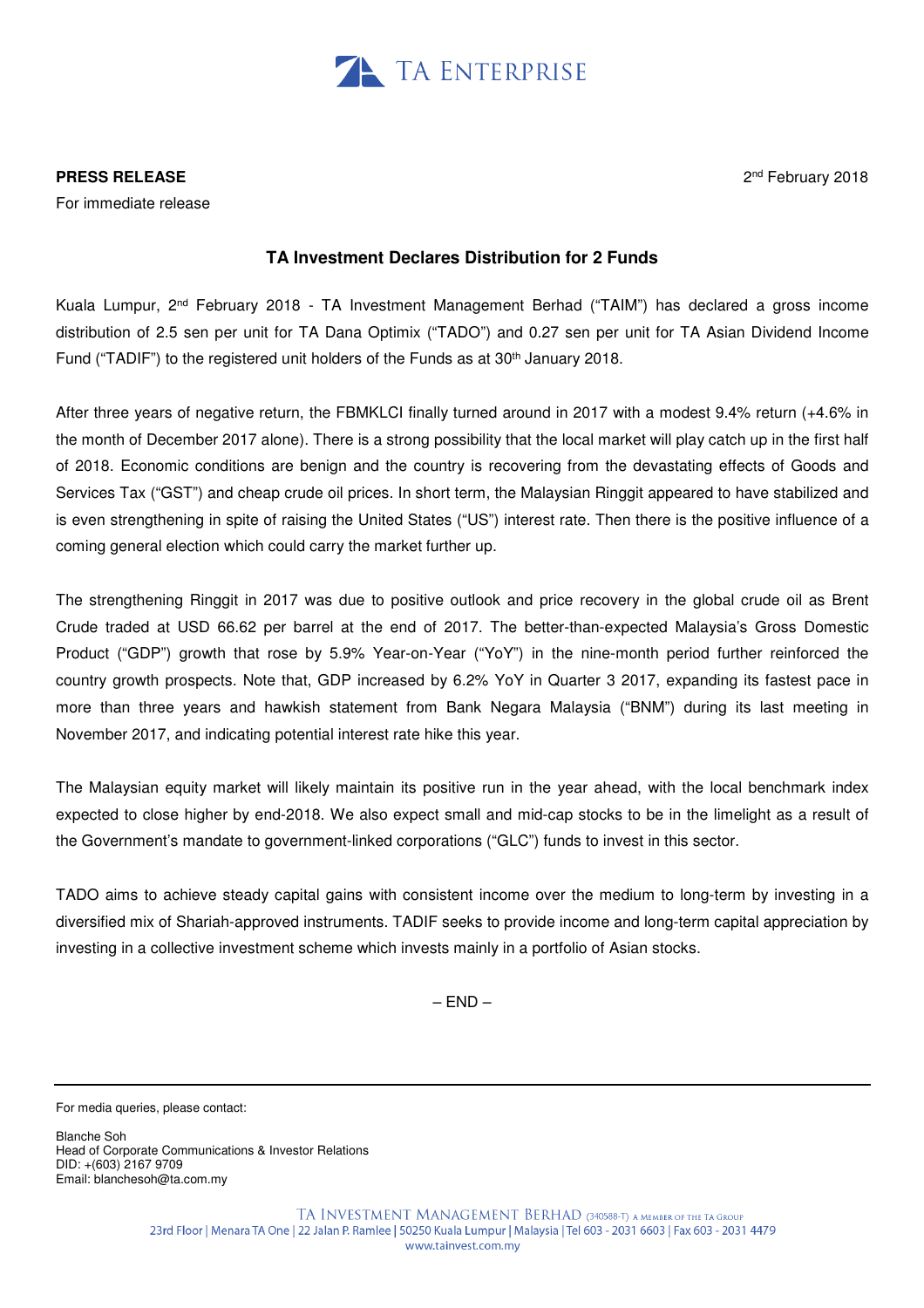TA ENTERPRISE

**PRESS RELEASE**

For immediate release

2nd February 2018

## TA Investment Declares Distribution for 2 Funds

Kuala Lumpur, 2nd February 2018 - TA Investment Management Berhad ("TAIM") has declared a gross income distribution of 2.5 sen per unit for TA Dana Optimix ("TADO") and 0.27 sen per unit for TA Asian Dividend Income Fund ("TADIF") to the registered unit holders of the Funds as at 30th January 2018.

After three years of negative return, the FBMKLCI finally turned around in 2017 with a modest 9.4% return (+4.6% in the month of December 2017 alone). There is a strong possibility that the local market will play catch up in the first half of 2018. Economic conditions are benign and the country is recovering from the devastating effects of Goods and Services Tax ("GST") and cheap crude oil prices. In short term, the Malaysian Ringgit appeared to have stabilized and is even strengthening in spite of raising the United States ("US") interest rate. Then there is the positive influence of a coming general election which could carry the market further up.

The strengthening Ringgit in 2017 was due to positive outlook and price recovery in the global crude oil as Brent Crude traded at USD 66.62 per barrel at the end of 2017. The better-than-expected Malaysia's Gross Domestic Product ("GDP") growth that rose by 5.9% Year-on-Year ("YoY") in the nine-month period further reinforced the country growth prospects. Note that, GDP increased by 6.2% YoY in Quarter 3 2017, expanding its fastest pace in more than three years and hawkish statement from Bank Negara Malaysia ("BNM") during its last meeting in November 2017, and indicating potential interest rate hike this year.

The Malaysian equity market will likely maintain its positive run in the year ahead, with the local benchmark index expected to close higher by end-2018. We also expect small and mid-cap stocks to be in the limelight as a result of the Government's mandate to government-linked corporations ("GLC") funds to invest in this sector.

TADO aims to achieve steady capital gains with consistent income over the medium to long-term by investing in a diversified mix of Shariah-approved instruments. TADIF seeks to provide income and long-term capital appreciation by investing in a collective investment scheme which invests mainly in a portfolio of Asian stocks.

– END –

---

For media queries, please contact:

Blanche Soh
Head of Corporate Communications & Investor Relations
DID: +(603) 2167 9709
Email: blanchesoh@ta.com.my

TA INVESTMENT MANAGEMENT BERHAD (340588-T) A MEMBER OF THE TA GROUP
23rd Floor | Menara TA One | 22 Jalan P. Ramlee | 50250 Kuala Lumpur | Malaysia | Tel 603 - 2031 6603 | Fax 603 - 2031 4479
www.tainvest.com.my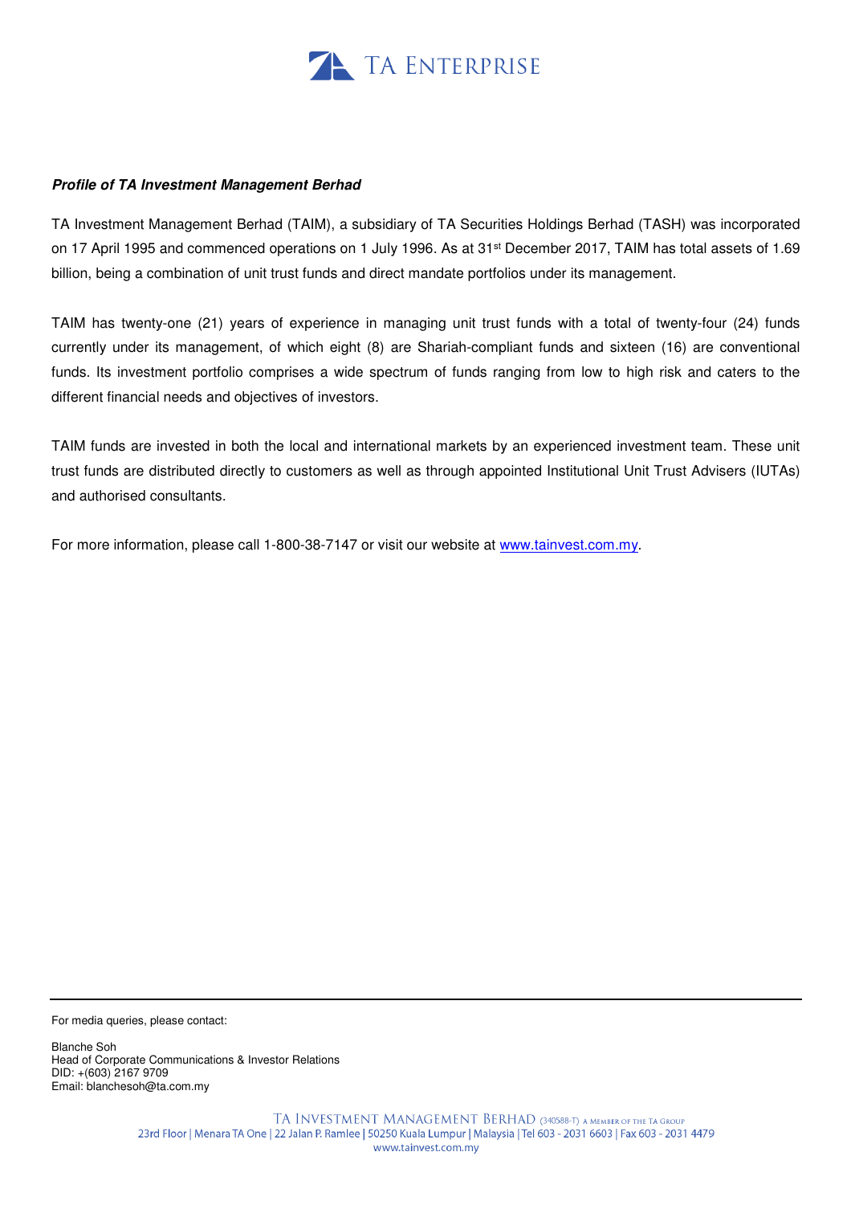***Profile of TA Investment Management Berhad***

TA Investment Management Berhad (TAIM), a subsidiary of TA Securities Holdings Berhad (TASH) was incorporated on 17 April 1995 and commenced operations on 1 July 1996. As at 31st December 2017, TAIM has total assets of 1.69 billion, being a combination of unit trust funds and direct mandate portfolios under its management.

TAIM has twenty-one (21) years of experience in managing unit trust funds with a total of twenty-four (24) funds currently under its management, of which eight (8) are Shariah-compliant funds and sixteen (16) are conventional funds. Its investment portfolio comprises a wide spectrum of funds ranging from low to high risk and caters to the different financial needs and objectives of investors.

TAIM funds are invested in both the local and international markets by an experienced investment team. These unit trust funds are distributed directly to customers as well as through appointed Institutional Unit Trust Advisers (IUTAs) and authorised consultants.

For more information, please call 1-800-38-7147 or visit our website at www.tainvest.com.my.

---

For media queries, please contact:

Blanche Soh
Head of Corporate Communications & Investor Relations
DID: +(603) 2167 9709
Email: blanchesoh@ta.com.my

TA INVESTMENT MANAGEMENT BERHAD (340588-T) A MEMBER OF THE TA GROUP
23rd Floor | Menara TA One | 22 Jalan P. Ramlee | 50250 Kuala Lumpur | Malaysia | Tel 603 - 2031 6603 | Fax 603 - 2031 4479
www.tainvest.com.my